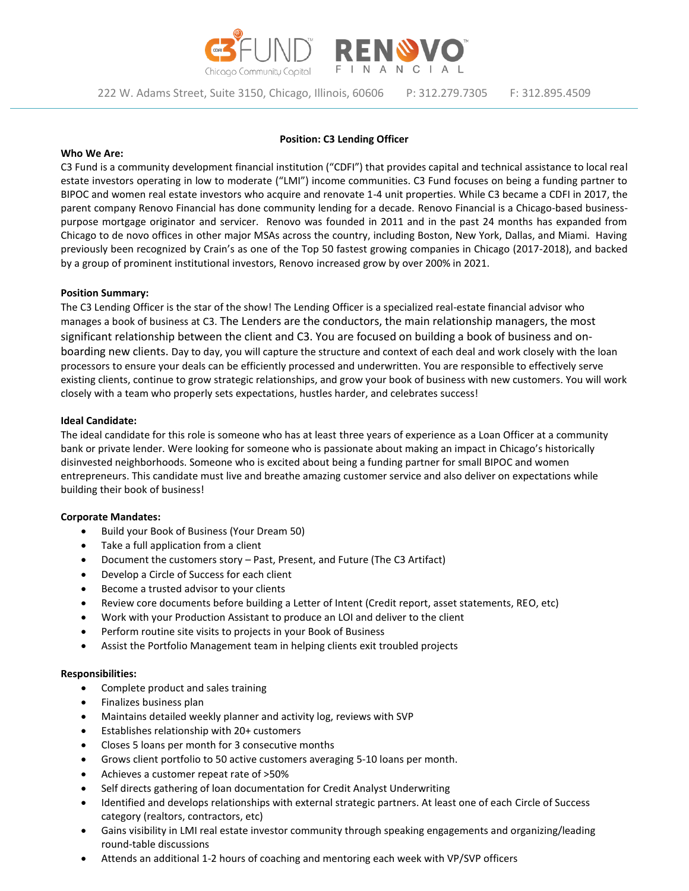C3 FUND Chicago Community Capital | RENOVO FINANCIAL

222 W. Adams Street, Suite 3150, Chicago, Illinois, 60606     P: 312.279.7305     F: 312.895.4509

**Position: C3 Lending Officer**

**Who We Are:**

C3 Fund is a community development financial institution ("CDFI") that provides capital and technical assistance to local real estate investors operating in low to moderate ("LMI") income communities. C3 Fund focuses on being a funding partner to BIPOC and women real estate investors who acquire and renovate 1-4 unit properties. While C3 became a CDFI in 2017, the parent company Renovo Financial has done community lending for a decade. Renovo Financial is a Chicago-based business-purpose mortgage originator and servicer. Renovo was founded in 2011 and in the past 24 months has expanded from Chicago to de novo offices in other major MSAs across the country, including Boston, New York, Dallas, and Miami. Having previously been recognized by Crain's as one of the Top 50 fastest growing companies in Chicago (2017-2018), and backed by a group of prominent institutional investors, Renovo increased grow by over 200% in 2021.

**Position Summary:**

The C3 Lending Officer is the star of the show! The Lending Officer is a specialized real-estate financial advisor who manages a book of business at C3. The Lenders are the conductors, the main relationship managers, the most significant relationship between the client and C3. You are focused on building a book of business and on-boarding new clients. Day to day, you will capture the structure and context of each deal and work closely with the loan processors to ensure your deals can be efficiently processed and underwritten. You are responsible to effectively serve existing clients, continue to grow strategic relationships, and grow your book of business with new customers. You will work closely with a team who properly sets expectations, hustles harder, and celebrates success!

**Ideal Candidate:**

The ideal candidate for this role is someone who has at least three years of experience as a Loan Officer at a community bank or private lender. Were looking for someone who is passionate about making an impact in Chicago's historically disinvested neighborhoods. Someone who is excited about being a funding partner for small BIPOC and women entrepreneurs. This candidate must live and breathe amazing customer service and also deliver on expectations while building their book of business!

**Corporate Mandates:**

- Build your Book of Business (Your Dream 50)
- Take a full application from a client
- Document the customers story – Past, Present, and Future (The C3 Artifact)
- Develop a Circle of Success for each client
- Become a trusted advisor to your clients
- Review core documents before building a Letter of Intent (Credit report, asset statements, REO, etc)
- Work with your Production Assistant to produce an LOI and deliver to the client
- Perform routine site visits to projects in your Book of Business
- Assist the Portfolio Management team in helping clients exit troubled projects

**Responsibilities:**

- Complete product and sales training
- Finalizes business plan
- Maintains detailed weekly planner and activity log, reviews with SVP
- Establishes relationship with 20+ customers
- Closes 5 loans per month for 3 consecutive months
- Grows client portfolio to 50 active customers averaging 5-10 loans per month.
- Achieves a customer repeat rate of >50%
- Self directs gathering of loan documentation for Credit Analyst Underwriting
- Identified and develops relationships with external strategic partners. At least one of each Circle of Success category (realtors, contractors, etc)
- Gains visibility in LMI real estate investor community through speaking engagements and organizing/leading round-table discussions
- Attends an additional 1-2 hours of coaching and mentoring each week with VP/SVP officers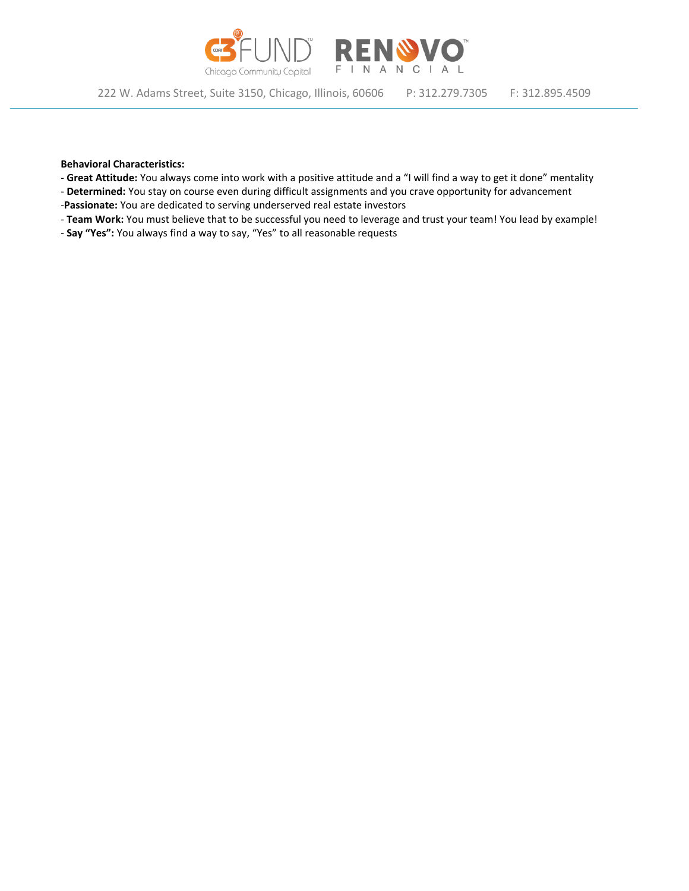**Behavioral Characteristics:**

- **Great Attitude:** You always come into work with a positive attitude and a "I will find a way to get it done" mentality
- **Determined:** You stay on course even during difficult assignments and you crave opportunity for advancement
- **Passionate:** You are dedicated to serving underserved real estate investors
- **Team Work:** You must believe that to be successful you need to leverage and trust your team! You lead by example!
- **Say "Yes":** You always find a way to say, "Yes" to all reasonable requests